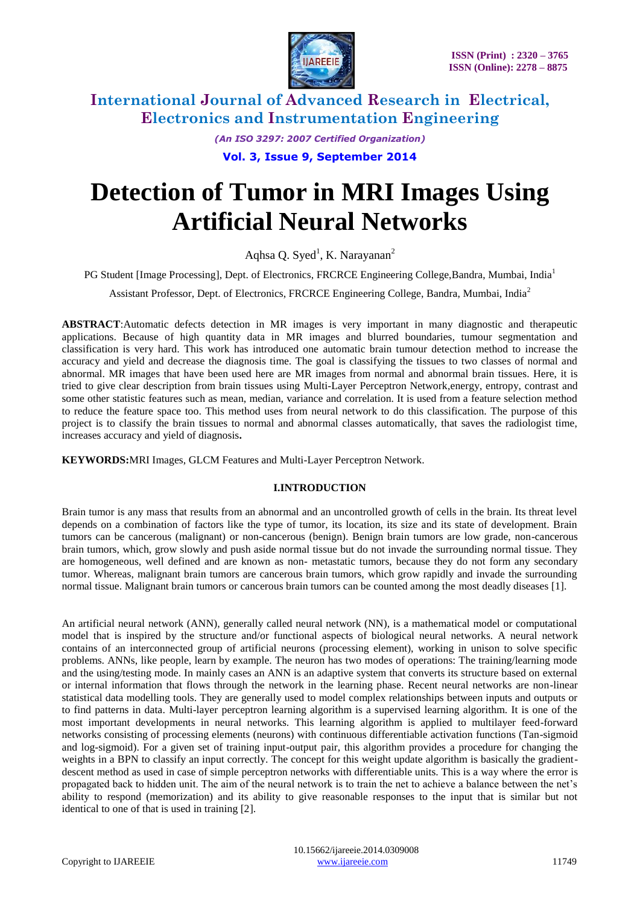# Detection of Tumor in MRI Images Using Artificial Neural Networks

Aqhsa Q. Syed[1], K. Narayanan[2]

PG Student [Image Processing], Dept. of Electronics, FRCRCE Engineering College,Bandra, Mumbai, India[1]

Assistant Professor, Dept. of Electronics, FRCRCE Engineering College, Bandra, Mumbai, India[2]

**ABSTRACT**:Automatic defects detection in MR images is very important in many diagnostic and therapeutic applications. Because of high quantity data in MR images and blurred boundaries, tumour segmentation and classification is very hard. This work has introduced one automatic brain tumour detection method to increase the accuracy and yield and decrease the diagnosis time. The goal is classifying the tissues to two classes of normal and abnormal. MR images that have been used here are MR images from normal and abnormal brain tissues. Here, it is tried to give clear description from brain tissues using Multi-Layer Perceptron Network,energy, entropy, contrast and some other statistic features such as mean, median, variance and correlation. It is used from a feature selection method to reduce the feature space too. This method uses from neural network to do this classification. The purpose of this project is to classify the brain tissues to normal and abnormal classes automatically, that saves the radiologist time, increases accuracy and yield of diagnosis**.**

**KEYWORDS:**MRI Images, GLCM Features and Multi-Layer Perceptron Network.

## I.INTRODUCTION

Brain tumor is any mass that results from an abnormal and an uncontrolled growth of cells in the brain. Its threat level depends on a combination of factors like the type of tumor, its location, its size and its state of development. Brain tumors can be cancerous (malignant) or non-cancerous (benign). Benign brain tumors are low grade, non-cancerous brain tumors, which, grow slowly and push aside normal tissue but do not invade the surrounding normal tissue. They are homogeneous, well defined and are known as non- metastatic tumors, because they do not form any secondary tumor. Whereas, malignant brain tumors are cancerous brain tumors, which grow rapidly and invade the surrounding normal tissue. Malignant brain tumors or cancerous brain tumors can be counted among the most deadly diseases [1].

An artificial neural network (ANN), generally called neural network (NN), is a mathematical model or computational model that is inspired by the structure and/or functional aspects of biological neural networks. A neural network contains of an interconnected group of artificial neurons (processing element), working in unison to solve specific problems. ANNs, like people, learn by example. The neuron has two modes of operations: The training/learning mode and the using/testing mode. In mainly cases an ANN is an adaptive system that converts its structure based on external or internal information that flows through the network in the learning phase. Recent neural networks are non-linear statistical data modelling tools. They are generally used to model complex relationships between inputs and outputs or to find patterns in data. Multi-layer perceptron learning algorithm is a supervised learning algorithm. It is one of the most important developments in neural networks. This learning algorithm is applied to multilayer feed-forward networks consisting of processing elements (neurons) with continuous differentiable activation functions (Tan-sigmoid and log-sigmoid). For a given set of training input-output pair, this algorithm provides a procedure for changing the weights in a BPN to classify an input correctly. The concept for this weight update algorithm is basically the gradient-descent method as used in case of simple perceptron networks with differentiable units. This is a way where the error is propagated back to hidden unit. The aim of the neural network is to train the net to achieve a balance between the net's ability to respond (memorization) and its ability to give reasonable responses to the input that is similar but not identical to one of that is used in training [2].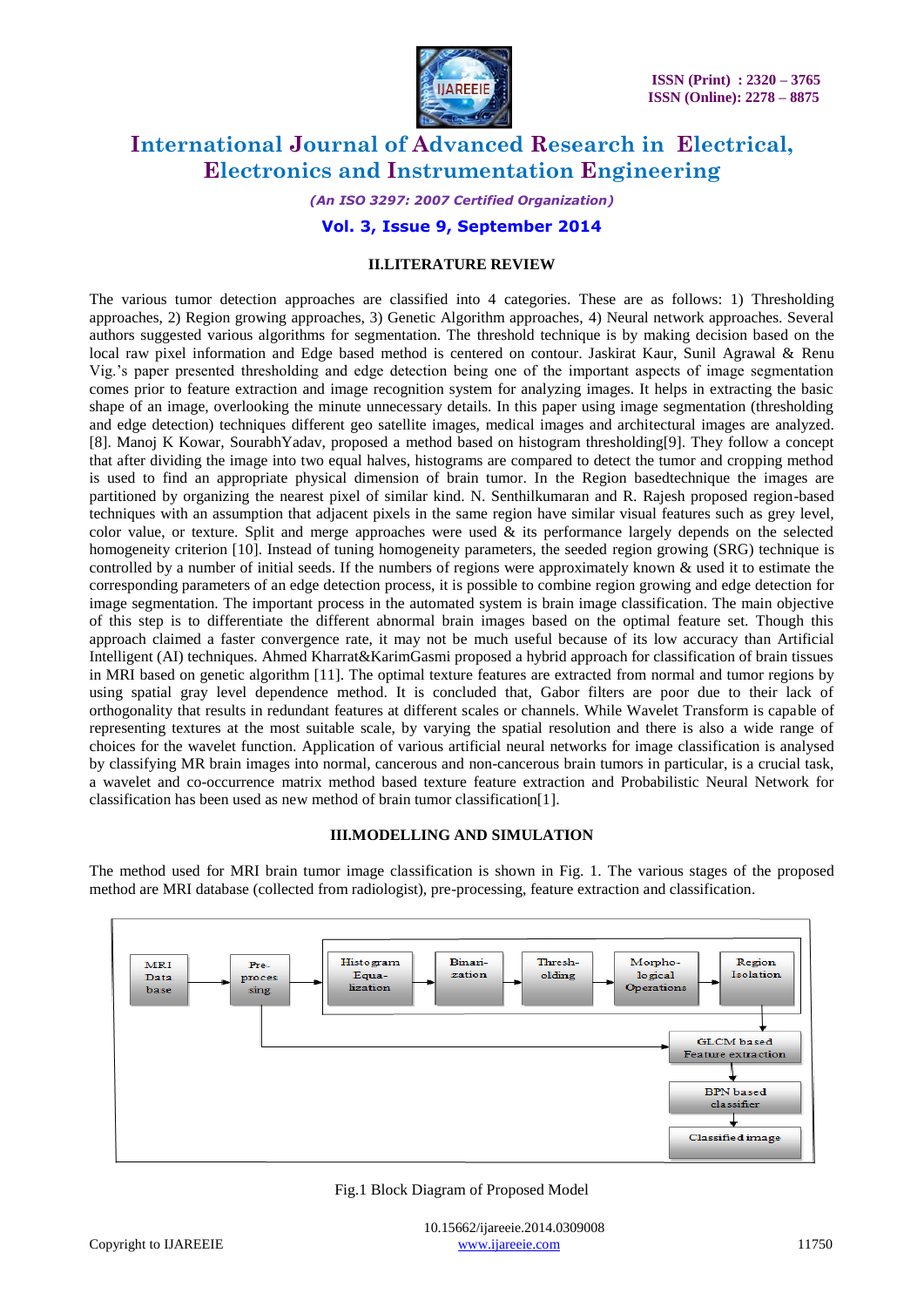## II.LITERATURE REVIEW

The various tumor detection approaches are classified into 4 categories. These are as follows: 1) Thresholding approaches, 2) Region growing approaches, 3) Genetic Algorithm approaches, 4) Neural network approaches. Several authors suggested various algorithms for segmentation. The threshold technique is by making decision based on the local raw pixel information and Edge based method is centered on contour. Jaskirat Kaur, Sunil Agrawal & Renu Vig.'s paper presented thresholding and edge detection being one of the important aspects of image segmentation comes prior to feature extraction and image recognition system for analyzing images. It helps in extracting the basic shape of an image, overlooking the minute unnecessary details. In this paper using image segmentation (thresholding and edge detection) techniques different geo satellite images, medical images and architectural images are analyzed.[8]. Manoj K Kowar, SourabhYadav, proposed a method based on histogram thresholding[9]. They follow a concept that after dividing the image into two equal halves, histograms are compared to detect the tumor and cropping method is used to find an appropriate physical dimension of brain tumor. In the Region basedtechnique the images are partitioned by organizing the nearest pixel of similar kind. N. Senthilkumaran and R. Rajesh proposed region-based techniques with an assumption that adjacent pixels in the same region have similar visual features such as grey level, color value, or texture. Split and merge approaches were used & its performance largely depends on the selected homogeneity criterion [10]. Instead of tuning homogeneity parameters, the seeded region growing (SRG) technique is controlled by a number of initial seeds. If the numbers of regions were approximately known & used it to estimate the corresponding parameters of an edge detection process, it is possible to combine region growing and edge detection for image segmentation. The important process in the automated system is brain image classification. The main objective of this step is to differentiate the different abnormal brain images based on the optimal feature set. Though this approach claimed a faster convergence rate, it may not be much useful because of its low accuracy than Artificial Intelligent (AI) techniques. Ahmed Kharrat&KarimGasmi proposed a hybrid approach for classification of brain tissues in MRI based on genetic algorithm [11]. The optimal texture features are extracted from normal and tumor regions by using spatial gray level dependence method. It is concluded that, Gabor filters are poor due to their lack of orthogonality that results in redundant features at different scales or channels. While Wavelet Transform is capable of representing textures at the most suitable scale, by varying the spatial resolution and there is also a wide range of choices for the wavelet function. Application of various artificial neural networks for image classification is analysed by classifying MR brain images into normal, cancerous and non-cancerous brain tumors in particular, is a crucial task, a wavelet and co-occurrence matrix method based texture feature extraction and Probabilistic Neural Network for classification has been used as new method of brain tumor classification[1].

## III.MODELLING AND SIMULATION

The method used for MRI brain tumor image classification is shown in Fig. 1. The various stages of the proposed method are MRI database (collected from radiologist), pre-processing, feature extraction and classification.

MRI Data base → Pre-processing → Histogram Equalization → Binarization → Thresholding → Morphological Operations → Region Isolation → GLCM based Feature extraction → BPN based classifier → Classified image

Fig.1 Block Diagram of Proposed Model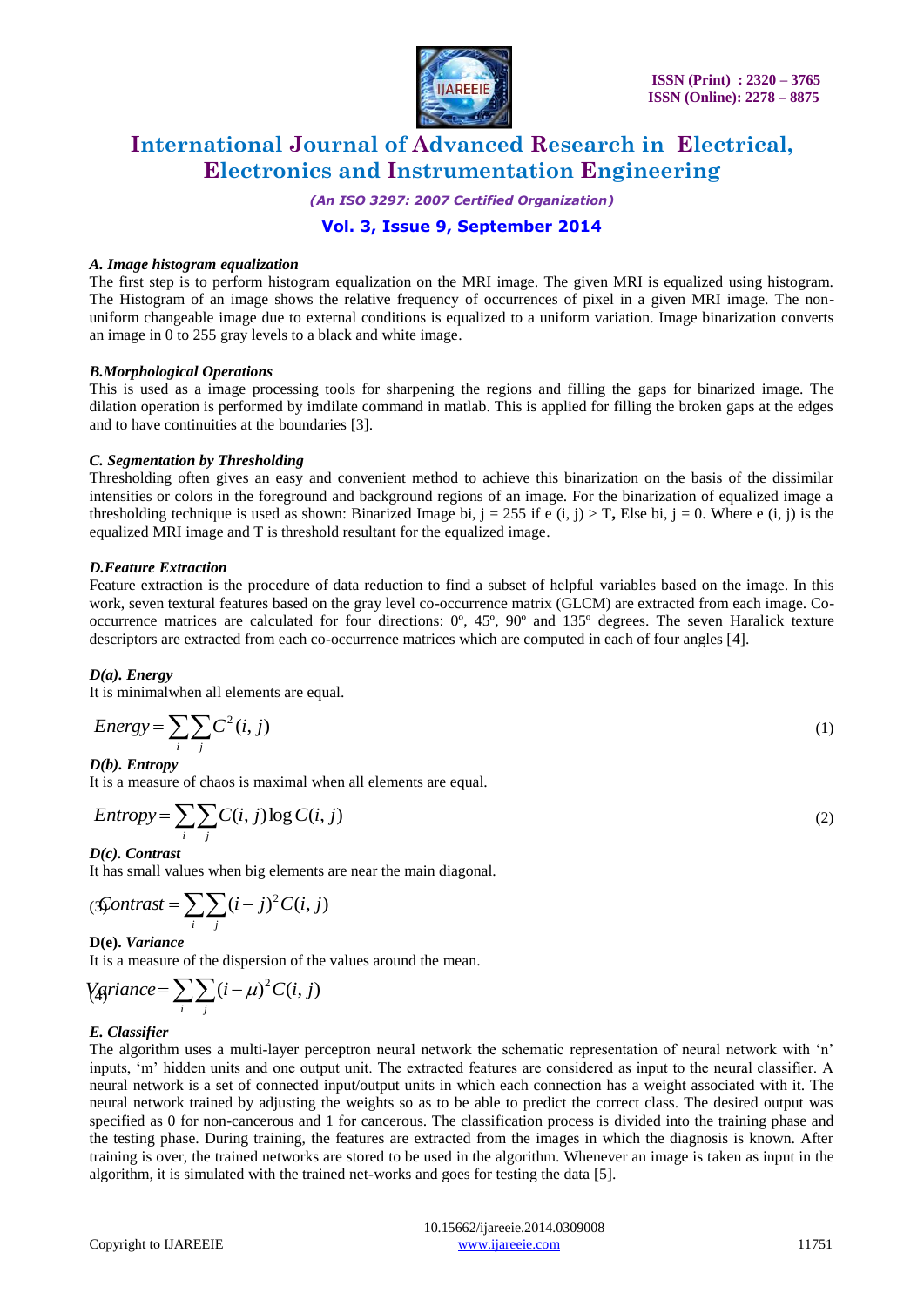### *A. Image histogram equalization*

The first step is to perform histogram equalization on the MRI image. The given MRI is equalized using histogram. The Histogram of an image shows the relative frequency of occurrences of pixel in a given MRI image. The non-uniform changeable image due to external conditions is equalized to a uniform variation. Image binarization converts an image in 0 to 255 gray levels to a black and white image.

### *B.Morphological Operations*

This is used as a image processing tools for sharpening the regions and filling the gaps for binarized image. The dilation operation is performed by imdilate command in matlab. This is applied for filling the broken gaps at the edges and to have continuities at the boundaries [3].

### *C. Segmentation by Thresholding*

Thresholding often gives an easy and convenient method to achieve this binarization on the basis of the dissimilar intensities or colors in the foreground and background regions of an image. For the binarization of equalized image a thresholding technique is used as shown: Binarized Image bi, j = 255 if e (i, j) > T**,** Else bi, j = 0. Where e (i, j) is the equalized MRI image and T is threshold resultant for the equalized image.

### *D.Feature Extraction*

Feature extraction is the procedure of data reduction to find a subset of helpful variables based on the image. In this work, seven textural features based on the gray level co-occurrence matrix (GLCM) are extracted from each image. Co-occurrence matrices are calculated for four directions: 0º, 45º, 90º and 135º degrees. The seven Haralick texture descriptors are extracted from each co-occurrence matrices which are computed in each of four angles [4].

#### *D(a). Energy*

It is minimalwhen all elements are equal.

$$Energy = \sum_{i}\sum_{j} C^2(i, j) \tag{1}$$

#### *D(b). Entropy*

It is a measure of chaos is maximal when all elements are equal.

$$Entropy = \sum_{i}\sum_{j} C(i, j)\log C(i, j) \tag{2}$$

#### *D(c). Contrast*

It has small values when big elements are near the main diagonal.

$$Contrast = \sum_{i}\sum_{j} (i - j)^2 C(i, j) \tag{3}$$

#### D(e). *Variance*

It is a measure of the dispersion of the values around the mean.

$$Variance = \sum_{i}\sum_{j} (i - \mu)^2 C(i, j) \tag{4}$$

### *E. Classifier*

The algorithm uses a multi-layer perceptron neural network the schematic representation of neural network with 'n' inputs, 'm' hidden units and one output unit. The extracted features are considered as input to the neural classifier. A neural network is a set of connected input/output units in which each connection has a weight associated with it. The neural network trained by adjusting the weights so as to be able to predict the correct class. The desired output was specified as 0 for non-cancerous and 1 for cancerous. The classification process is divided into the training phase and the testing phase. During training, the features are extracted from the images in which the diagnosis is known. After training is over, the trained networks are stored to be used in the algorithm. Whenever an image is taken as input in the algorithm, it is simulated with the trained net-works and goes for testing the data [5].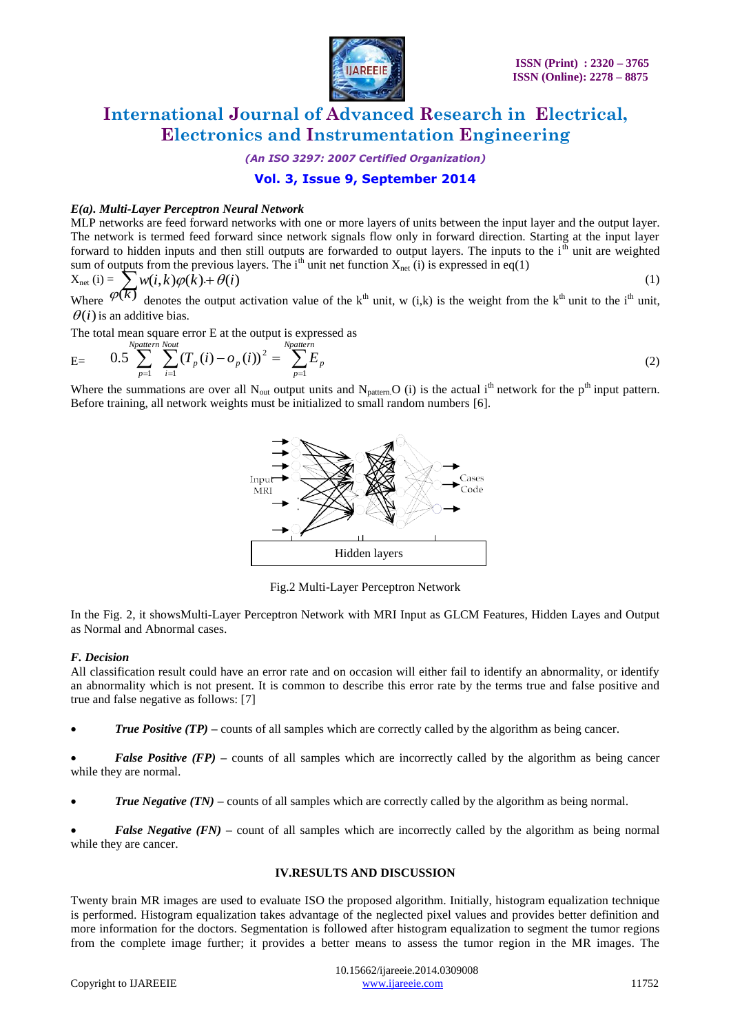### *E(a). Multi-Layer Perceptron Neural Network*

MLP networks are feed forward networks with one or more layers of units between the input layer and the output layer. The network is termed feed forward since network signals flow only in forward direction. Starting at the input layer forward to hidden inputs and then still outputs are forwarded to output layers. The inputs to the $i^{th}$ unit are weighted sum of outputs from the previous layers. The $i^{th}$ unit net function $X_{net}$ (i) is expressed in eq(1)

$$X_{net}(i) = \sum w(i,k)\varphi(k) + \theta(i) \tag{1}$$

Where $\varphi(k)$ denotes the output activation value of the $k^{th}$ unit, w (i,k) is the weight from the $k^{th}$ unit to the $i^{th}$ unit, $\theta(i)$ is an additive bias.

The total mean square error E at the output is expressed as

$$E = \quad 0.5\sum_{p=1}^{Npattern}\sum_{i=1}^{Nout}(T_p(i) - o_p(i))^2 = \sum_{p=1}^{Npattern} E_p \tag{2}$$

Where the summations are over all $N_{out}$ output units and $N_{pattern}$.O (i) is the actual $i^{th}$ network for the $p^{th}$ input pattern. Before training, all network weights must be initialized to small random numbers [6].

Fig.2 Multi-Layer Perceptron Network

In the Fig. 2, it showsMulti-Layer Perceptron Network with MRI Input as GLCM Features, Hidden Layes and Output as Normal and Abnormal cases.

### *F. Decision*

All classification result could have an error rate and on occasion will either fail to identify an abnormality, or identify an abnormality which is not present. It is common to describe this error rate by the terms true and false positive and true and false negative as follows: [7]

- ***True Positive (TP)*** – counts of all samples which are correctly called by the algorithm as being cancer.
- ***False Positive (FP)*** – counts of all samples which are incorrectly called by the algorithm as being cancer while they are normal.
- ***True Negative (TN)*** – counts of all samples which are correctly called by the algorithm as being normal.
- ***False Negative (FN)*** – count of all samples which are incorrectly called by the algorithm as being normal while they are cancer.

## IV.RESULTS AND DISCUSSION

Twenty brain MR images are used to evaluate ISO the proposed algorithm. Initially, histogram equalization technique is performed. Histogram equalization takes advantage of the neglected pixel values and provides better definition and more information for the doctors. Segmentation is followed after histogram equalization to segment the tumor regions from the complete image further; it provides a better means to assess the tumor region in the MR images. The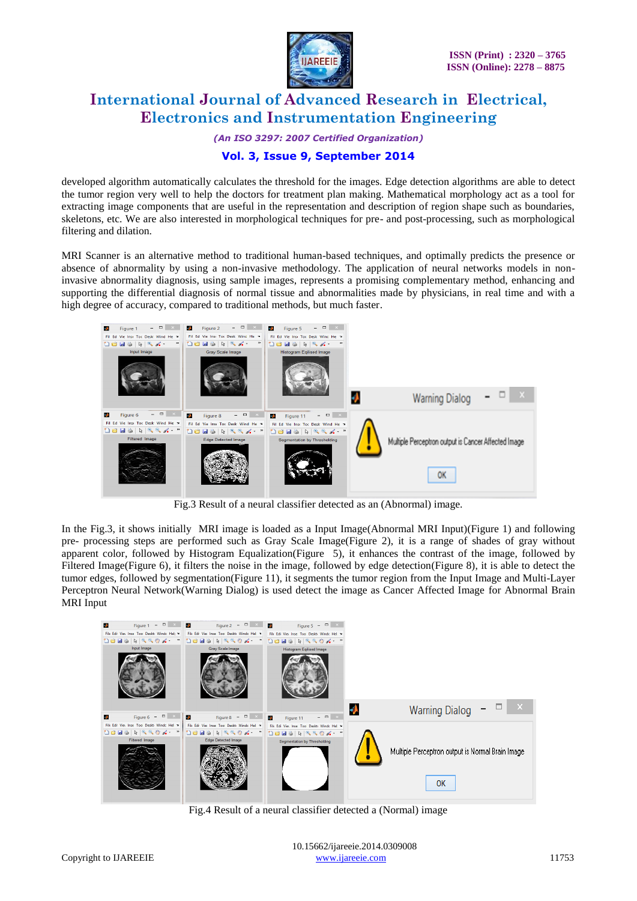developed algorithm automatically calculates the threshold for the images. Edge detection algorithms are able to detect the tumor region very well to help the doctors for treatment plan making. Mathematical morphology act as a tool for extracting image components that are useful in the representation and description of region shape such as boundaries, skeletons, etc. We are also interested in morphological techniques for pre- and post-processing, such as morphological filtering and dilation.

MRI Scanner is an alternative method to traditional human-based techniques, and optimally predicts the presence or absence of abnormality by using a non-invasive methodology. The application of neural networks models in non-invasive abnormality diagnosis, using sample images, represents a promising complementary method, enhancing and supporting the differential diagnosis of normal tissue and abnormalities made by physicians, in real time and with a high degree of accuracy, compared to traditional methods, but much faster.

Fig.3 Result of a neural classifier detected as an (Abnormal) image.

In the Fig.3, it shows initially MRI image is loaded as a Input Image(Abnormal MRI Input)(Figure 1) and following pre- processing steps are performed such as Gray Scale Image(Figure 2), it is a range of shades of gray without apparent color, followed by Histogram Equalization(Figure 5), it enhances the contrast of the image, followed by Filtered Image(Figure 6), it filters the noise in the image, followed by edge detection(Figure 8), it is able to detect the tumor edges, followed by segmentation(Figure 11), it segments the tumor region from the Input Image and Multi-Layer Perceptron Neural Network(Warning Dialog) is used detect the image as Cancer Affected Image for Abnormal Brain MRI Input

Fig.4 Result of a neural classifier detected a (Normal) image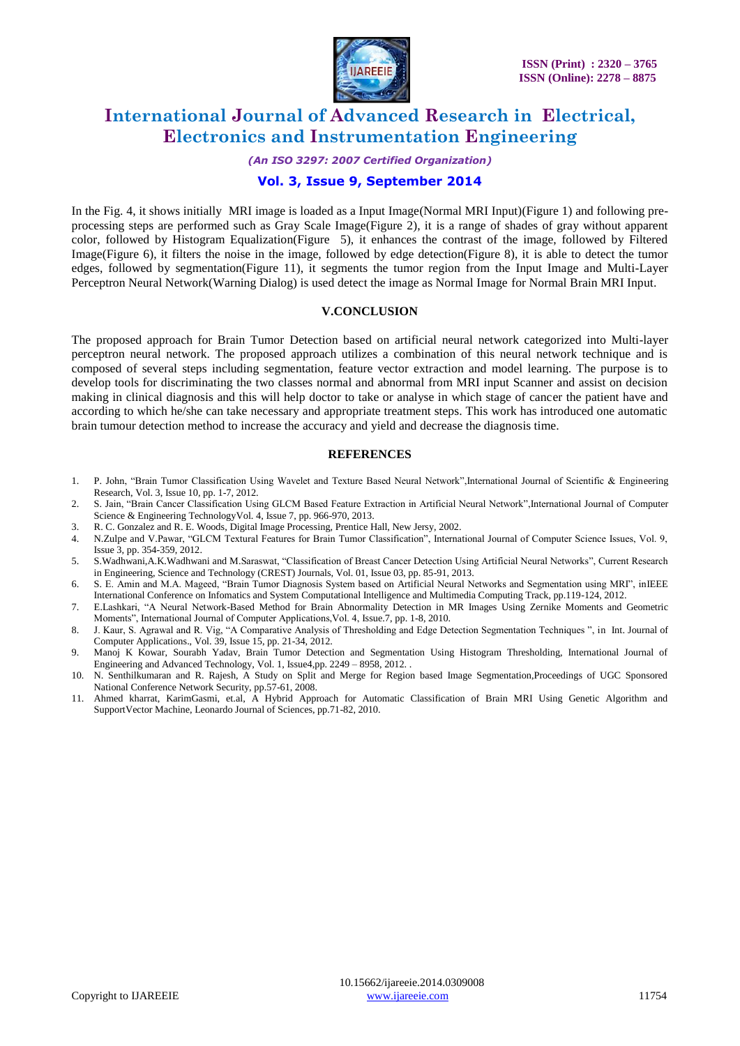In the Fig. 4, it shows initially MRI image is loaded as a Input Image(Normal MRI Input)(Figure 1) and following pre-processing steps are performed such as Gray Scale Image(Figure 2), it is a range of shades of gray without apparent color, followed by Histogram Equalization(Figure 5), it enhances the contrast of the image, followed by Filtered Image(Figure 6), it filters the noise in the image, followed by edge detection(Figure 8), it is able to detect the tumor edges, followed by segmentation(Figure 11), it segments the tumor region from the Input Image and Multi-Layer Perceptron Neural Network(Warning Dialog) is used detect the image as Normal Image for Normal Brain MRI Input.

## V.CONCLUSION

The proposed approach for Brain Tumor Detection based on artificial neural network categorized into Multi-layer perceptron neural network. The proposed approach utilizes a combination of this neural network technique and is composed of several steps including segmentation, feature vector extraction and model learning. The purpose is to develop tools for discriminating the two classes normal and abnormal from MRI input Scanner and assist on decision making in clinical diagnosis and this will help doctor to take or analyse in which stage of cancer the patient have and according to which he/she can take necessary and appropriate treatment steps. This work has introduced one automatic brain tumour detection method to increase the accuracy and yield and decrease the diagnosis time.

## REFERENCES

1. P. John, "Brain Tumor Classification Using Wavelet and Texture Based Neural Network",International Journal of Scientific & Engineering Research, Vol. 3, Issue 10, pp. 1-7, 2012.
2. S. Jain, "Brain Cancer Classification Using GLCM Based Feature Extraction in Artificial Neural Network",International Journal of Computer Science & Engineering TechnologyVol. 4, Issue 7, pp. 966-970, 2013.
3. R. C. Gonzalez and R. E. Woods, Digital Image Processing, Prentice Hall, New Jersy, 2002.
4. N.Zulpe and V.Pawar, "GLCM Textural Features for Brain Tumor Classification", International Journal of Computer Science Issues, Vol. 9, Issue 3, pp. 354-359, 2012.
5. S.Wadhwani,A.K.Wadhwani and M.Saraswat, "Classification of Breast Cancer Detection Using Artificial Neural Networks", Current Research in Engineering, Science and Technology (CREST) Journals, Vol. 01, Issue 03, pp. 85-91, 2013.
6. S. E. Amin and M.A. Mageed, "Brain Tumor Diagnosis System based on Artificial Neural Networks and Segmentation using MRI", inIEEE International Conference on Infomatics and System Computational Intelligence and Multimedia Computing Track, pp.119-124, 2012.
7. E.Lashkari, "A Neural Network-Based Method for Brain Abnormality Detection in MR Images Using Zernike Moments and Geometric Moments", International Journal of Computer Applications,Vol. 4, Issue.7, pp. 1-8, 2010.
8. J. Kaur, S. Agrawal and R. Vig, "A Comparative Analysis of Thresholding and Edge Detection Segmentation Techniques ", in Int. Journal of Computer Applications., Vol. 39, Issue 15, pp. 21-34, 2012.
9. Manoj K Kowar, Sourabh Yadav, Brain Tumor Detection and Segmentation Using Histogram Thresholding, International Journal of Engineering and Advanced Technology, Vol. 1, Issue4,pp. 2249 – 8958, 2012. .
10. N. Senthilkumaran and R. Rajesh, A Study on Split and Merge for Region based Image Segmentation,Proceedings of UGC Sponsored National Conference Network Security, pp.57-61, 2008.
11. Ahmed kharrat, KarimGasmi, et.al, A Hybrid Approach for Automatic Classification of Brain MRI Using Genetic Algorithm and SupportVector Machine, Leonardo Journal of Sciences, pp.71-82, 2010.